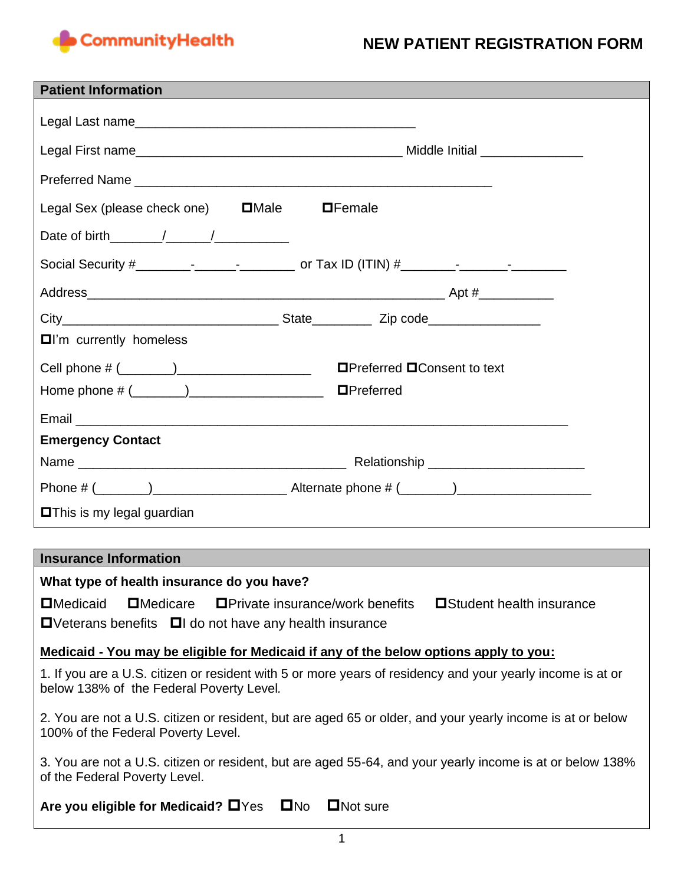CommunityHealth

# NEW PATIENT REGISTRATION FORM

## Patient Information

Legal Last name________________________________________

Legal First name______________________________________ Middle Initial ______________

Preferred Name ___________________________________________________

Legal Sex (please check one) ☐Male ☐Female

Date of birth_______/______/__________

Social Security #________-______-________ or Tax ID (ITIN) #________-_______-________

Address___________________________________________________ Apt #__________

City_______________________________ State________ Zip code_______________

☐I'm currently homeless

Cell phone # (_______)__________________ ☐Preferred ☐Consent to text

Home phone # (_______)__________________ ☐Preferred

Email ______________________________________________________________________

**Emergency Contact**

Name _______________________________________ Relationship ______________________

Phone # (_______)__________________ Alternate phone # (_______)__________________

☐This is my legal guardian

## Insurance Information

**What type of health insurance do you have?**

☐Medicaid ☐Medicare ☐Private insurance/work benefits ☐Student health insurance
☐Veterans benefits ☐I do not have any health insurance

**Medicaid - You may be eligible for Medicaid if any of the below options apply to you:**

1. If you are a U.S. citizen or resident with 5 or more years of residency and your yearly income is at or below 138% of the Federal Poverty Level.

2. You are not a U.S. citizen or resident, but are aged 65 or older, and your yearly income is at or below 100% of the Federal Poverty Level.

3. You are not a U.S. citizen or resident, but are aged 55-64, and your yearly income is at or below 138% of the Federal Poverty Level.

**Are you eligible for Medicaid?** ☐Yes ☐No ☐Not sure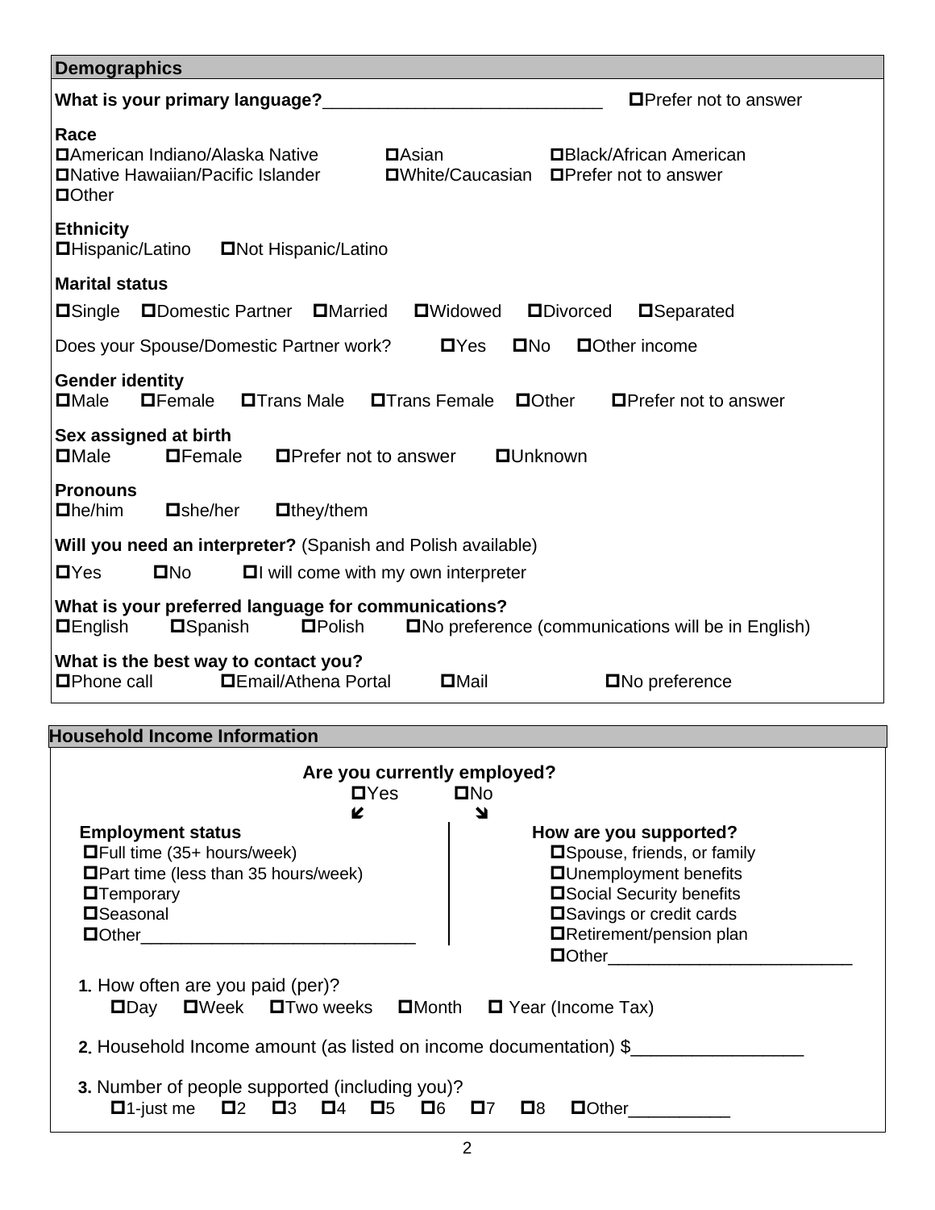## Demographics

**What is your primary language?**\_\_\_\_\_\_\_\_\_\_\_\_\_\_\_\_\_\_\_\_\_\_\_\_\_\_\_\_\_\_ ☐Prefer not to answer

**Race**

☐American Indiano/Alaska Native ☐Asian ☐Black/African American
☐Native Hawaiian/Pacific Islander ☐White/Caucasian ☐Prefer not to answer
☐Other

**Ethnicity**

☐Hispanic/Latino ☐Not Hispanic/Latino

**Marital status**

☐Single ☐Domestic Partner ☐Married ☐Widowed ☐Divorced ☐Separated

Does your Spouse/Domestic Partner work? ☐Yes ☐No ☐Other income

**Gender identity**

☐Male ☐Female ☐Trans Male ☐Trans Female ☐Other ☐Prefer not to answer

**Sex assigned at birth**

☐Male ☐Female ☐Prefer not to answer ☐Unknown

**Pronouns**

☐he/him ☐she/her ☐they/them

**Will you need an interpreter?** (Spanish and Polish available)

☐Yes ☐No ☐I will come with my own interpreter

**What is your preferred language for communications?**

☐English ☐Spanish ☐Polish ☐No preference (communications will be in English)

**What is the best way to contact you?**

☐Phone call ☐Email/Athena Portal ☐Mail ☐No preference

## Household Income Information

**Are you currently employed?**

☐Yes ☐No

**Employment status** (if Yes)

☐Full time (35+ hours/week)
☐Part time (less than 35 hours/week)
☐Temporary
☐Seasonal
☐Other\_\_\_\_\_\_\_\_\_\_\_\_\_\_\_\_\_\_\_\_\_\_\_\_\_\_\_\_\_\_

**How are you supported?** (if No)

☐Spouse, friends, or family
☐Unemployment benefits
☐Social Security benefits
☐Savings or credit cards
☐Retirement/pension plan
☐Other\_\_\_\_\_\_\_\_\_\_\_\_\_\_\_\_\_\_\_\_\_\_\_\_\_\_

**1.** How often are you paid (per)?

☐Day ☐Week ☐Two weeks ☐Month ☐ Year (Income Tax)

**2.** Household Income amount (as listed on income documentation) $\_\_\_\_\_\_\_\_\_\_\_\_\_\_\_\_\_\_

**3.** Number of people supported (including you)?

☐1-just me ☐2 ☐3 ☐4 ☐5 ☐6 ☐7 ☐8 ☐Other\_\_\_\_\_\_\_\_\_\_\_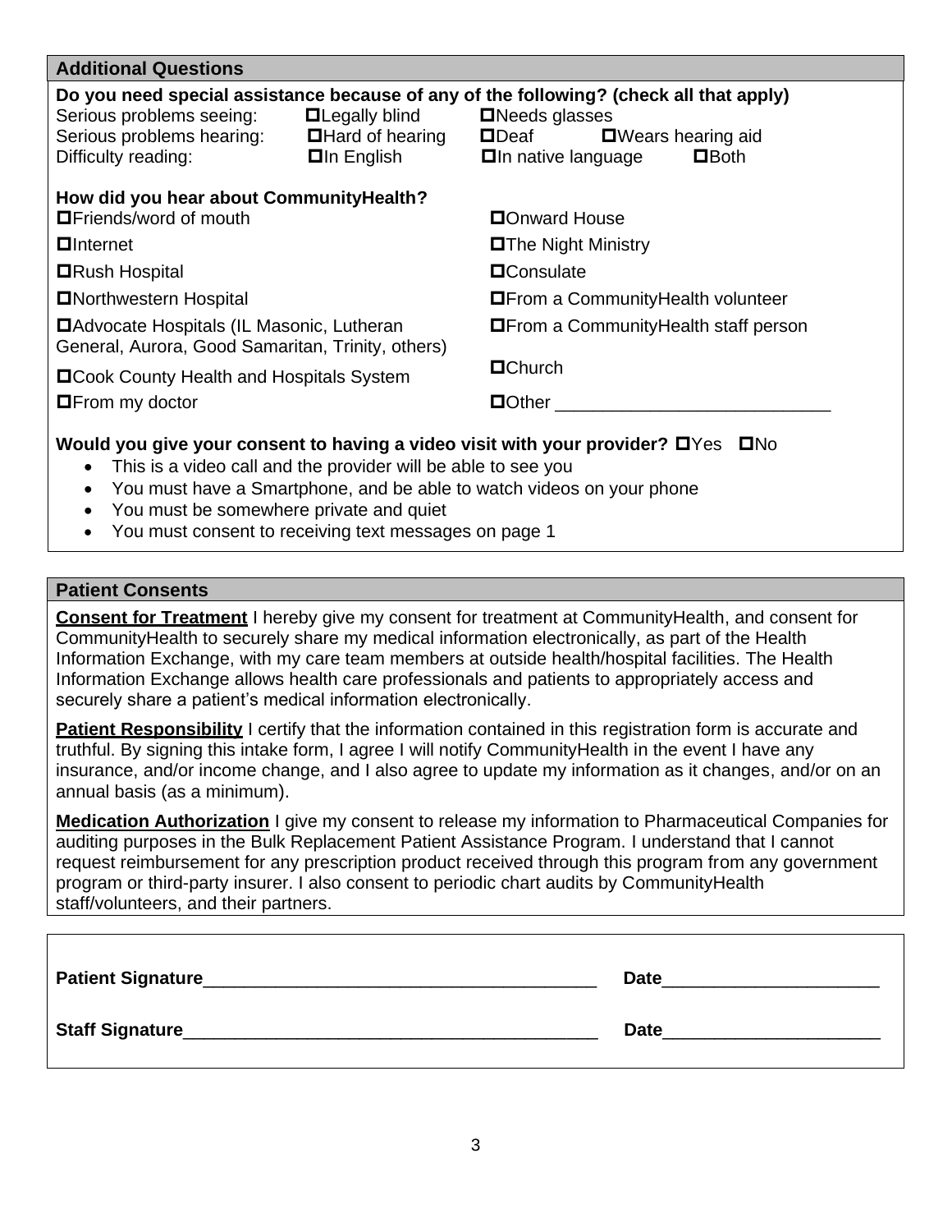## Additional Questions

**Do you need special assistance because of any of the following? (check all that apply)**

| | | | | |
|---|---|---|---|---|
| Serious problems seeing: | ☐Legally blind | ☐Needs glasses | | |
| Serious problems hearing: | ☐Hard of hearing | ☐Deaf | ☐Wears hearing aid | |
| Difficulty reading: | ☐In English | ☐In native language | | ☐Both |

**How did you hear about CommunityHealth?**

- ☐Friends/word of mouth
- ☐Internet
- ☐Rush Hospital
- ☐Northwestern Hospital
- ☐Advocate Hospitals (IL Masonic, Lutheran General, Aurora, Good Samaritan, Trinity, others)
- ☐Cook County Health and Hospitals System
- ☐From my doctor
- ☐Onward House
- ☐The Night Ministry
- ☐Consulate
- ☐From a CommunityHealth volunteer
- ☐From a CommunityHealth staff person
- ☐Church
- ☐Other ____________________________

**Would you give your consent to having a video visit with your provider?** ☐Yes ☐No

- This is a video call and the provider will be able to see you
- You must have a Smartphone, and be able to watch videos on your phone
- You must be somewhere private and quiet
- You must consent to receiving text messages on page 1

## Patient Consents

**Consent for Treatment** I hereby give my consent for treatment at CommunityHealth, and consent for CommunityHealth to securely share my medical information electronically, as part of the Health Information Exchange, with my care team members at outside health/hospital facilities. The Health Information Exchange allows health care professionals and patients to appropriately access and securely share a patient's medical information electronically.

**Patient Responsibility** I certify that the information contained in this registration form is accurate and truthful. By signing this intake form, I agree I will notify CommunityHealth in the event I have any insurance, and/or income change, and I also agree to update my information as it changes, and/or on an annual basis (as a minimum).

**Medication Authorization** I give my consent to release my information to Pharmaceutical Companies for auditing purposes in the Bulk Replacement Patient Assistance Program. I understand that I cannot request reimbursement for any prescription product received through this program from any government program or third-party insurer. I also consent to periodic chart audits by CommunityHealth staff/volunteers, and their partners.

**Patient Signature**________________________________________ **Date**______________________

**Staff Signature**__________________________________________ **Date**______________________